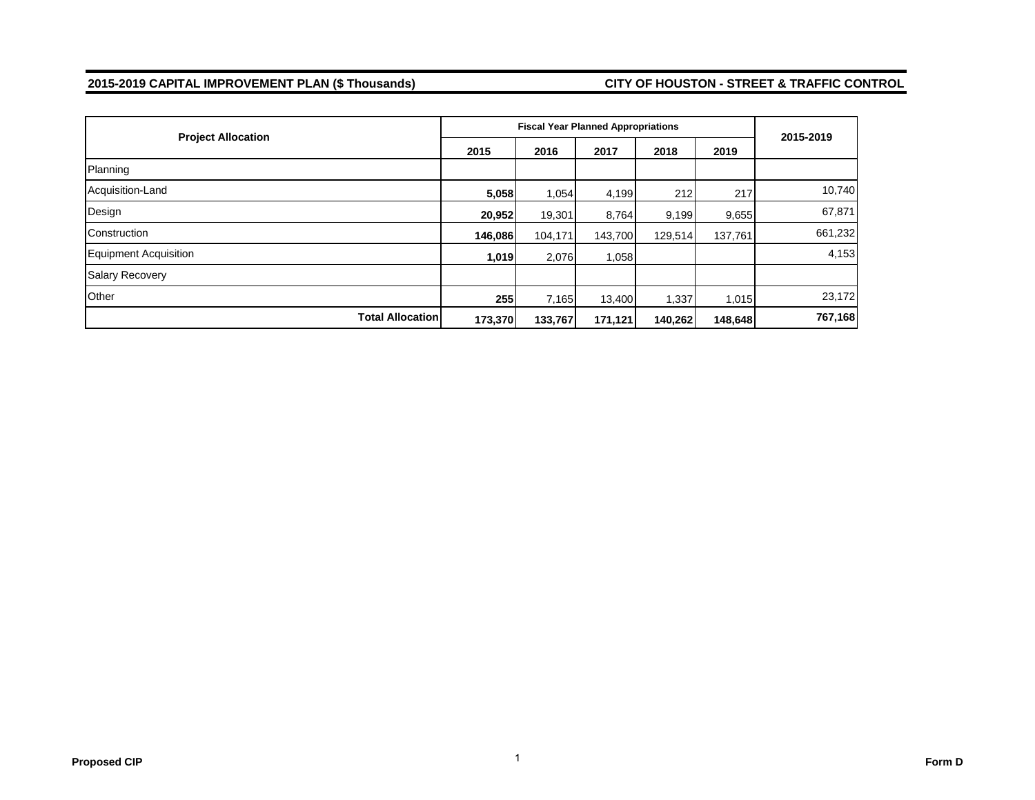**2015-2019 CAPITAL IMPROVEMENT PLAN ($ Thousands)**

**CITY OF HOUSTON - STREET & TRAFFIC CONTROL**

| Project Allocation | Fiscal Year Planned Appropriations | | | | | 2015-2019 |
|---|---|---|---|---|---|---|
| | 2015 | 2016 | 2017 | 2018 | 2019 | |
| Planning | | | | | | |
| Acquisition-Land | **5,058** | 1,054 | 4,199 | 212 | 217 | 10,740 |
| Design | **20,952** | 19,301 | 8,764 | 9,199 | 9,655 | 67,871 |
| Construction | **146,086** | 104,171 | 143,700 | 129,514 | 137,761 | 661,232 |
| Equipment Acquisition | **1,019** | 2,076 | 1,058 | | | 4,153 |
| Salary Recovery | | | | | | |
| Other | **255** | 7,165 | 13,400 | 1,337 | 1,015 | 23,172 |
| **Total Allocation** | **173,370** | **133,767** | **171,121** | **140,262** | **148,648** | **767,168** |

**Proposed CIP**

**Form D**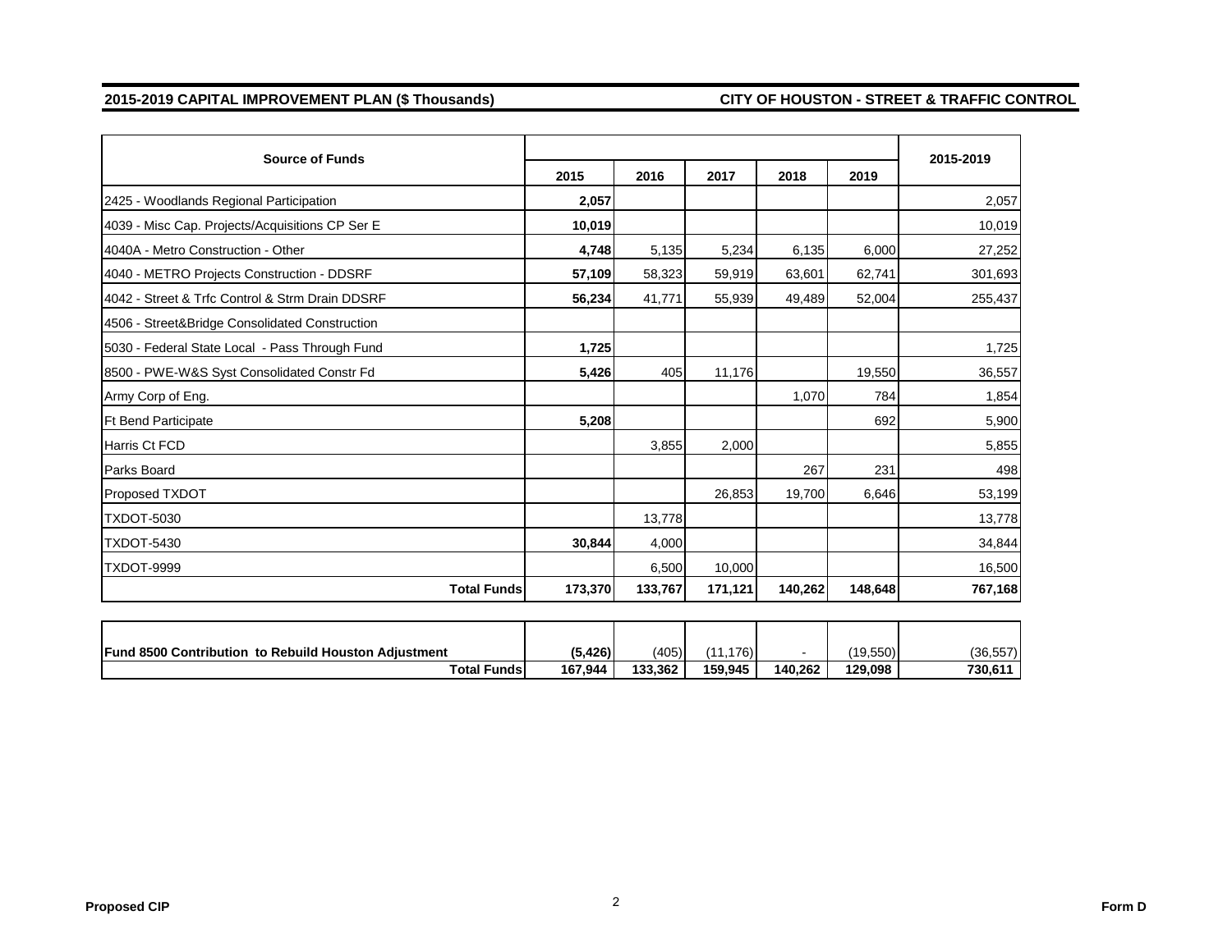## 2015-2019 CAPITAL IMPROVEMENT PLAN ($ Thousands)

## CITY OF HOUSTON - STREET & TRAFFIC CONTROL

| Source of Funds | 2015 | 2016 | 2017 | 2018 | 2019 | 2015-2019 |
|---|---|---|---|---|---|---|
| 2425 - Woodlands Regional Participation | **2,057** | | | | | 2,057 |
| 4039 - Misc Cap. Projects/Acquisitions CP Ser E | **10,019** | | | | | 10,019 |
| 4040A - Metro Construction - Other | **4,748** | 5,135 | 5,234 | 6,135 | 6,000 | 27,252 |
| 4040 - METRO Projects Construction - DDSRF | **57,109** | 58,323 | 59,919 | 63,601 | 62,741 | 301,693 |
| 4042 - Street & Trfc Control & Strm Drain DDSRF | **56,234** | 41,771 | 55,939 | 49,489 | 52,004 | 255,437 |
| 4506 - Street&Bridge Consolidated Construction | | | | | | |
| 5030 - Federal State Local - Pass Through Fund | **1,725** | | | | | 1,725 |
| 8500 - PWE-W&S Syst Consolidated Constr Fd | **5,426** | 405 | 11,176 | | 19,550 | 36,557 |
| Army Corp of Eng. | | | | 1,070 | 784 | 1,854 |
| Ft Bend Participate | **5,208** | | | | 692 | 5,900 |
| Harris Ct FCD | | 3,855 | 2,000 | | | 5,855 |
| Parks Board | | | | 267 | 231 | 498 |
| Proposed TXDOT | | | 26,853 | 19,700 | 6,646 | 53,199 |
| TXDOT-5030 | | 13,778 | | | | 13,778 |
| TXDOT-5430 | **30,844** | 4,000 | | | | 34,844 |
| TXDOT-9999 | | 6,500 | 10,000 | | | 16,500 |
| **Total Funds** | **173,370** | **133,767** | **171,121** | **140,262** | **148,648** | **767,168** |

| | 2015 | 2016 | 2017 | 2018 | 2019 | 2015-2019 |
|---|---|---|---|---|---|---|
| **Fund 8500 Contribution to Rebuild Houston Adjustment** | **(5,426)** | (405) | (11,176) | - | (19,550) | (36,557) |
| **Total Funds** | **167,944** | **133,362** | **159,945** | **140,262** | **129,098** | **730,611** |

**Proposed CIP** **Form D**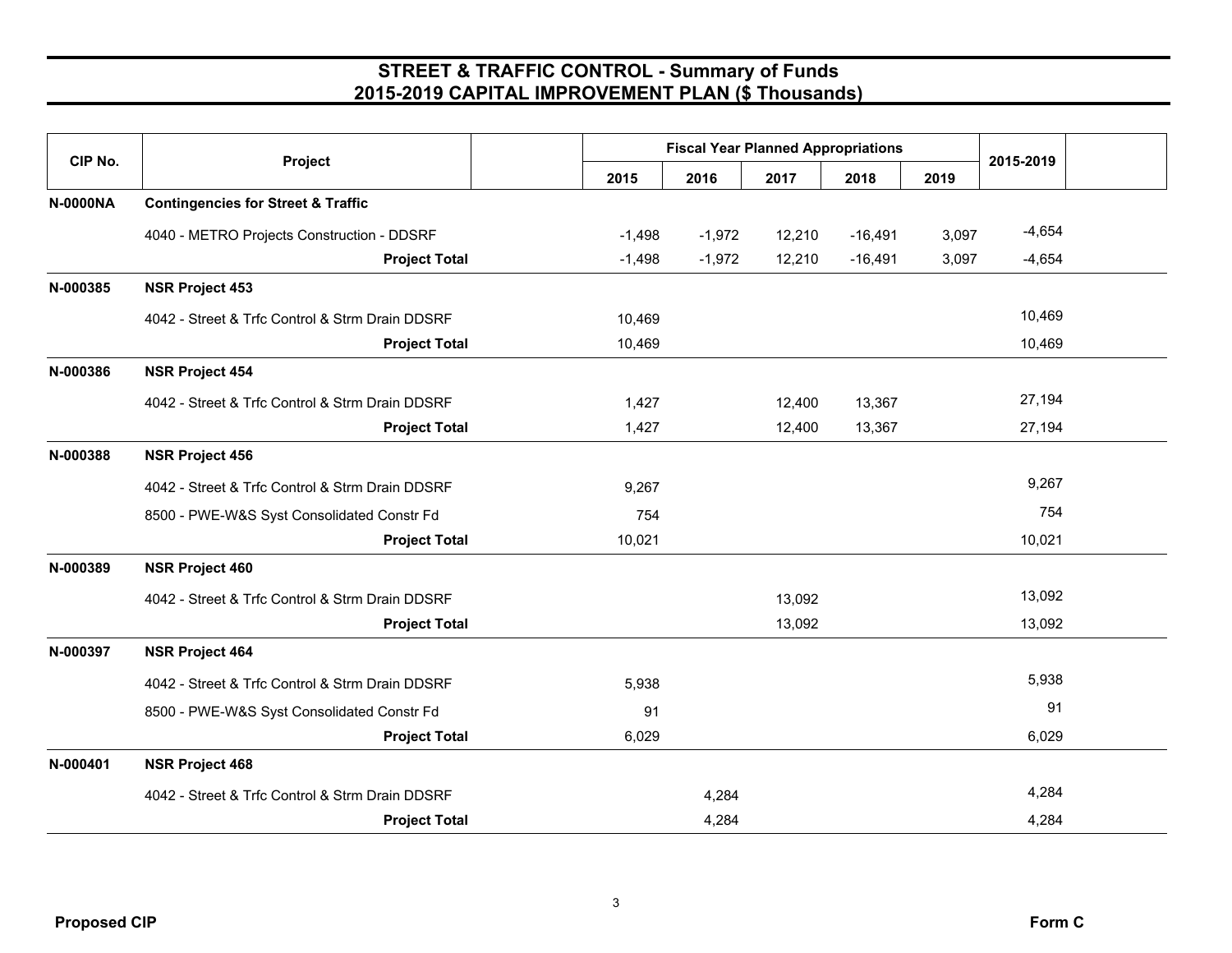# STREET & TRAFFIC CONTROL - Summary of Funds
## 2015-2019 CAPITAL IMPROVEMENT PLAN ($ Thousands)

| CIP No. | Project | | Fiscal Year Planned Appropriations | | | | | 2015-2019 |
|---|---|---|---|---|---|---|---|---|
| | | | 2015 | 2016 | 2017 | 2018 | 2019 | |
| **N-0000NA** | **Contingencies for Street & Traffic** | | | | | | | |
| | 4040 - METRO Projects Construction - DDSRF | | -1,498 | -1,972 | 12,210 | -16,491 | 3,097 | -4,654 |
| | | **Project Total** | -1,498 | -1,972 | 12,210 | -16,491 | 3,097 | -4,654 |
| **N-000385** | **NSR Project 453** | | | | | | | |
| | 4042 - Street & Trfc Control & Strm Drain DDSRF | | 10,469 | | | | | 10,469 |
| | | **Project Total** | 10,469 | | | | | 10,469 |
| **N-000386** | **NSR Project 454** | | | | | | | |
| | 4042 - Street & Trfc Control & Strm Drain DDSRF | | 1,427 | | 12,400 | 13,367 | | 27,194 |
| | | **Project Total** | 1,427 | | 12,400 | 13,367 | | 27,194 |
| **N-000388** | **NSR Project 456** | | | | | | | |
| | 4042 - Street & Trfc Control & Strm Drain DDSRF | | 9,267 | | | | | 9,267 |
| | 8500 - PWE-W&S Syst Consolidated Constr Fd | | 754 | | | | | 754 |
| | | **Project Total** | 10,021 | | | | | 10,021 |
| **N-000389** | **NSR Project 460** | | | | | | | |
| | 4042 - Street & Trfc Control & Strm Drain DDSRF | | | | 13,092 | | | 13,092 |
| | | **Project Total** | | | 13,092 | | | 13,092 |
| **N-000397** | **NSR Project 464** | | | | | | | |
| | 4042 - Street & Trfc Control & Strm Drain DDSRF | | 5,938 | | | | | 5,938 |
| | 8500 - PWE-W&S Syst Consolidated Constr Fd | | 91 | | | | | 91 |
| | | **Project Total** | 6,029 | | | | | 6,029 |
| **N-000401** | **NSR Project 468** | | | | | | | |
| | 4042 - Street & Trfc Control & Strm Drain DDSRF | | | 4,284 | | | | 4,284 |
| | | **Project Total** | | 4,284 | | | | 4,284 |

**Proposed CIP** **Form C**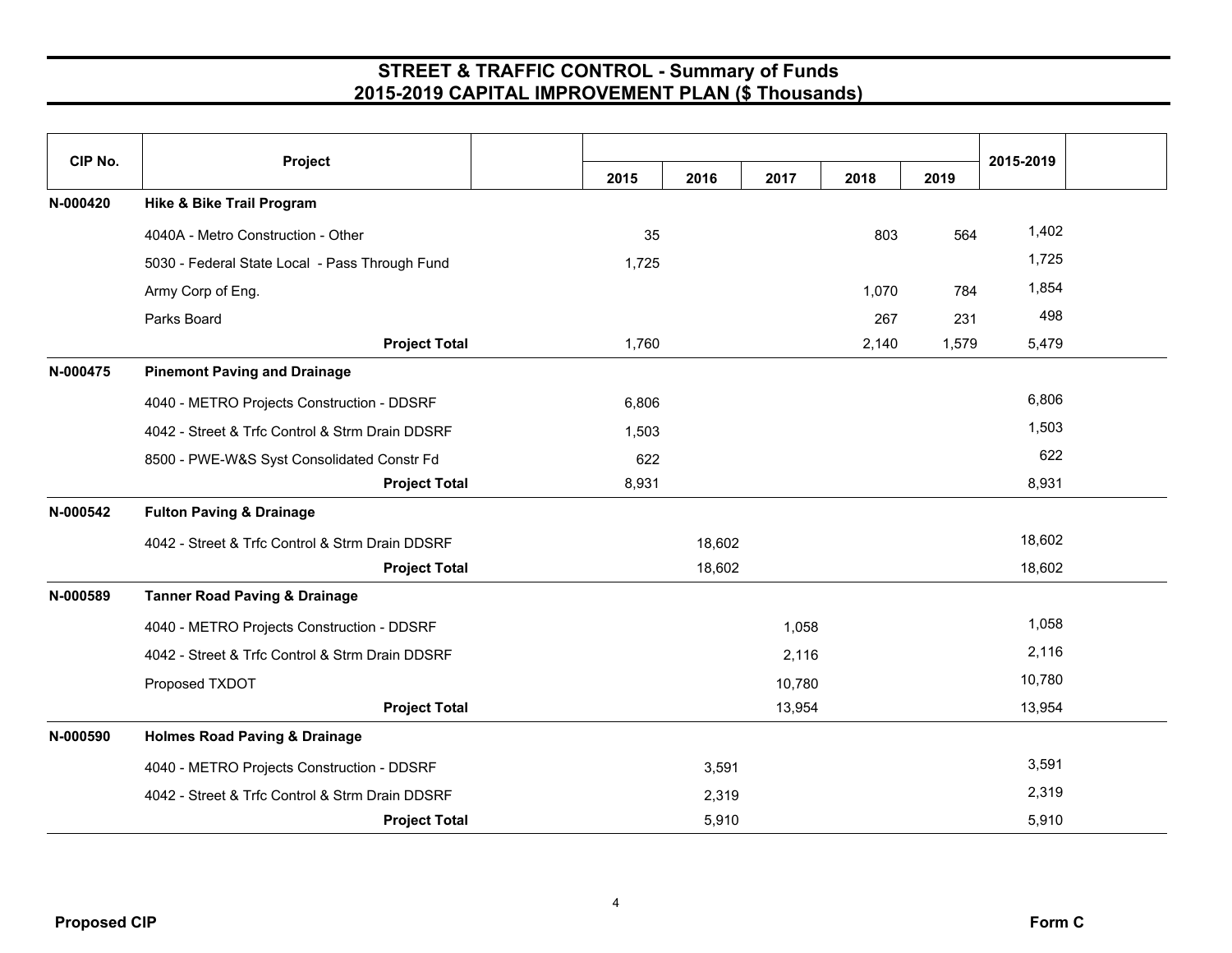# STREET & TRAFFIC CONTROL - Summary of Funds
## 2015-2019 CAPITAL IMPROVEMENT PLAN ($ Thousands)

| CIP No. | Project | 2015 | 2016 | 2017 | 2018 | 2019 | 2015-2019 |
|---|---|---|---|---|---|---|---|
| N-000420 | **Hike & Bike Trail Program** | | | | | | |
| | 4040A - Metro Construction - Other | 35 | | | 803 | 564 | 1,402 |
| | 5030 - Federal State Local - Pass Through Fund | 1,725 | | | | | 1,725 |
| | Army Corp of Eng. | | | | 1,070 | 784 | 1,854 |
| | Parks Board | | | | 267 | 231 | 498 |
| | **Project Total** | 1,760 | | | 2,140 | 1,579 | 5,479 |
| N-000475 | **Pinemont Paving and Drainage** | | | | | | |
| | 4040 - METRO Projects Construction - DDSRF | 6,806 | | | | | 6,806 |
| | 4042 - Street & Trfc Control & Strm Drain DDSRF | 1,503 | | | | | 1,503 |
| | 8500 - PWE-W&S Syst Consolidated Constr Fd | 622 | | | | | 622 |
| | **Project Total** | 8,931 | | | | | 8,931 |
| N-000542 | **Fulton Paving & Drainage** | | | | | | |
| | 4042 - Street & Trfc Control & Strm Drain DDSRF | | 18,602 | | | | 18,602 |
| | **Project Total** | | 18,602 | | | | 18,602 |
| N-000589 | **Tanner Road Paving & Drainage** | | | | | | |
| | 4040 - METRO Projects Construction - DDSRF | | | 1,058 | | | 1,058 |
| | 4042 - Street & Trfc Control & Strm Drain DDSRF | | | 2,116 | | | 2,116 |
| | Proposed TXDOT | | | 10,780 | | | 10,780 |
| | **Project Total** | | | 13,954 | | | 13,954 |
| N-000590 | **Holmes Road Paving & Drainage** | | | | | | |
| | 4040 - METRO Projects Construction - DDSRF | | 3,591 | | | | 3,591 |
| | 4042 - Street & Trfc Control & Strm Drain DDSRF | | 2,319 | | | | 2,319 |
| | **Project Total** | | 5,910 | | | | 5,910 |

**Proposed CIP** **Form C**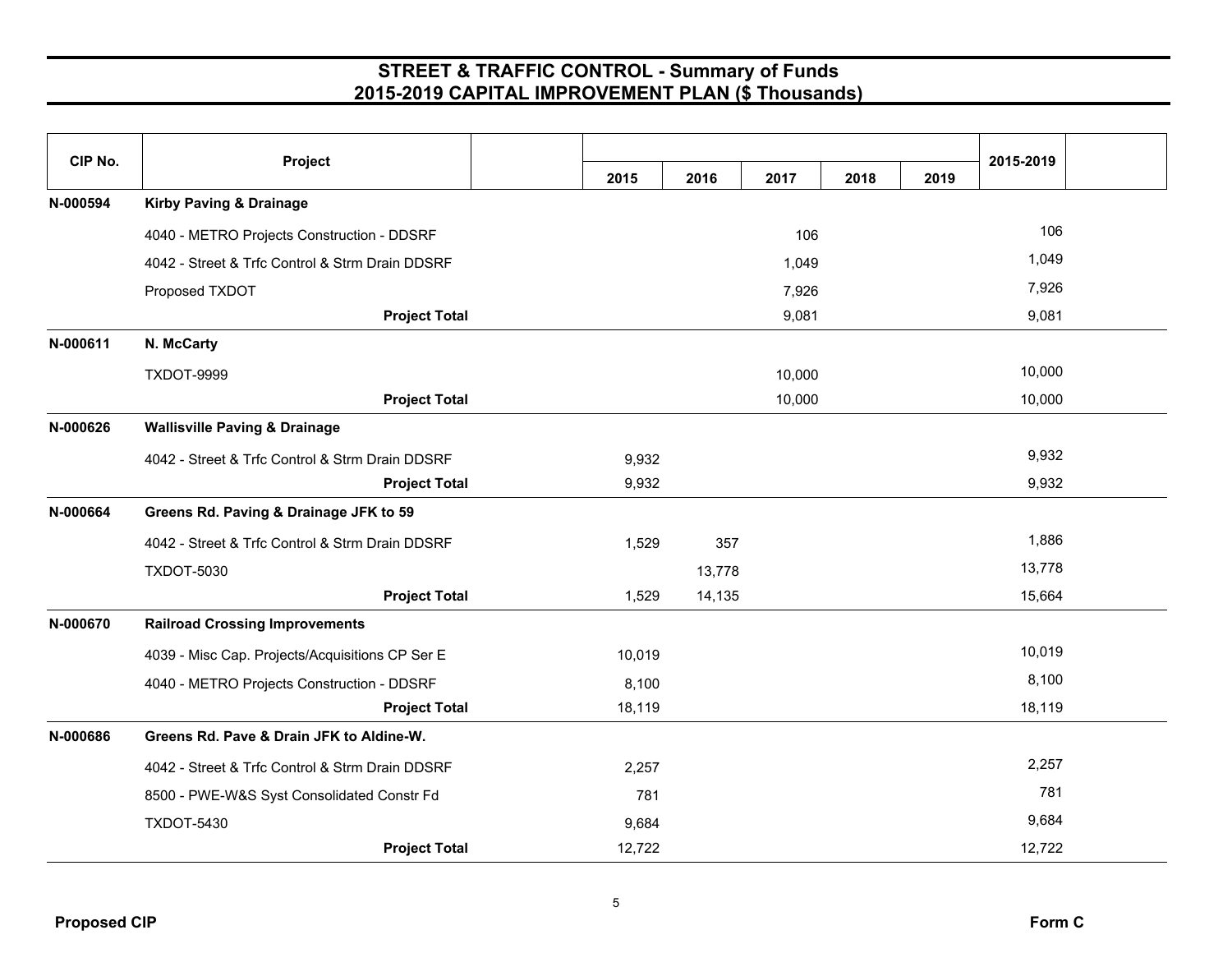## STREET & TRAFFIC CONTROL - Summary of Funds
## 2015-2019 CAPITAL IMPROVEMENT PLAN ($ Thousands)

| CIP No. | Project | 2015 | 2016 | 2017 | 2018 | 2019 | 2015-2019 |
|---|---|---|---|---|---|---|---|
| N-000594 | **Kirby Paving & Drainage** | | | | | | |
| | 4040 - METRO Projects Construction - DDSRF | | | 106 | | | 106 |
| | 4042 - Street & Trfc Control & Strm Drain DDSRF | | | 1,049 | | | 1,049 |
| | Proposed TXDOT | | | 7,926 | | | 7,926 |
| | **Project Total** | | | 9,081 | | | 9,081 |
| N-000611 | **N. McCarty** | | | | | | |
| | TXDOT-9999 | | | 10,000 | | | 10,000 |
| | **Project Total** | | | 10,000 | | | 10,000 |
| N-000626 | **Wallisville Paving & Drainage** | | | | | | |
| | 4042 - Street & Trfc Control & Strm Drain DDSRF | 9,932 | | | | | 9,932 |
| | **Project Total** | 9,932 | | | | | 9,932 |
| N-000664 | **Greens Rd. Paving & Drainage JFK to 59** | | | | | | |
| | 4042 - Street & Trfc Control & Strm Drain DDSRF | 1,529 | 357 | | | | 1,886 |
| | TXDOT-5030 | | 13,778 | | | | 13,778 |
| | **Project Total** | 1,529 | 14,135 | | | | 15,664 |
| N-000670 | **Railroad Crossing Improvements** | | | | | | |
| | 4039 - Misc Cap. Projects/Acquisitions CP Ser E | 10,019 | | | | | 10,019 |
| | 4040 - METRO Projects Construction - DDSRF | 8,100 | | | | | 8,100 |
| | **Project Total** | 18,119 | | | | | 18,119 |
| N-000686 | **Greens Rd. Pave & Drain JFK to Aldine-W.** | | | | | | |
| | 4042 - Street & Trfc Control & Strm Drain DDSRF | 2,257 | | | | | 2,257 |
| | 8500 - PWE-W&S Syst Consolidated Constr Fd | 781 | | | | | 781 |
| | TXDOT-5430 | 9,684 | | | | | 9,684 |
| | **Project Total** | 12,722 | | | | | 12,722 |

**Proposed CIP** **Form C**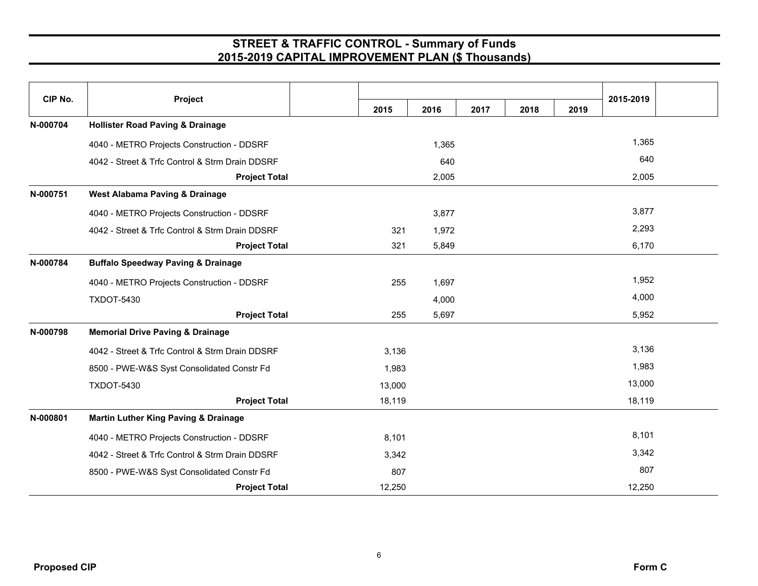# STREET & TRAFFIC CONTROL - Summary of Funds
## 2015-2019 CAPITAL IMPROVEMENT PLAN ($ Thousands)

| CIP No. | Project | 2015 | 2016 | 2017 | 2018 | 2019 | 2015-2019 |
|---|---|---|---|---|---|---|---|
| N-000704 | **Hollister Road Paving & Drainage** | | | | | | |
| | 4040 - METRO Projects Construction - DDSRF | | 1,365 | | | | 1,365 |
| | 4042 - Street & Trfc Control & Strm Drain DDSRF | | 640 | | | | 640 |
| | **Project Total** | | 2,005 | | | | 2,005 |
| N-000751 | **West Alabama Paving & Drainage** | | | | | | |
| | 4040 - METRO Projects Construction - DDSRF | | 3,877 | | | | 3,877 |
| | 4042 - Street & Trfc Control & Strm Drain DDSRF | 321 | 1,972 | | | | 2,293 |
| | **Project Total** | 321 | 5,849 | | | | 6,170 |
| N-000784 | **Buffalo Speedway Paving & Drainage** | | | | | | |
| | 4040 - METRO Projects Construction - DDSRF | 255 | 1,697 | | | | 1,952 |
| | TXDOT-5430 | | 4,000 | | | | 4,000 |
| | **Project Total** | 255 | 5,697 | | | | 5,952 |
| N-000798 | **Memorial Drive Paving & Drainage** | | | | | | |
| | 4042 - Street & Trfc Control & Strm Drain DDSRF | 3,136 | | | | | 3,136 |
| | 8500 - PWE-W&S Syst Consolidated Constr Fd | 1,983 | | | | | 1,983 |
| | TXDOT-5430 | 13,000 | | | | | 13,000 |
| | **Project Total** | 18,119 | | | | | 18,119 |
| N-000801 | **Martin Luther King Paving & Drainage** | | | | | | |
| | 4040 - METRO Projects Construction - DDSRF | 8,101 | | | | | 8,101 |
| | 4042 - Street & Trfc Control & Strm Drain DDSRF | 3,342 | | | | | 3,342 |
| | 8500 - PWE-W&S Syst Consolidated Constr Fd | 807 | | | | | 807 |
| | **Project Total** | 12,250 | | | | | 12,250 |

**Proposed CIP** **Form C**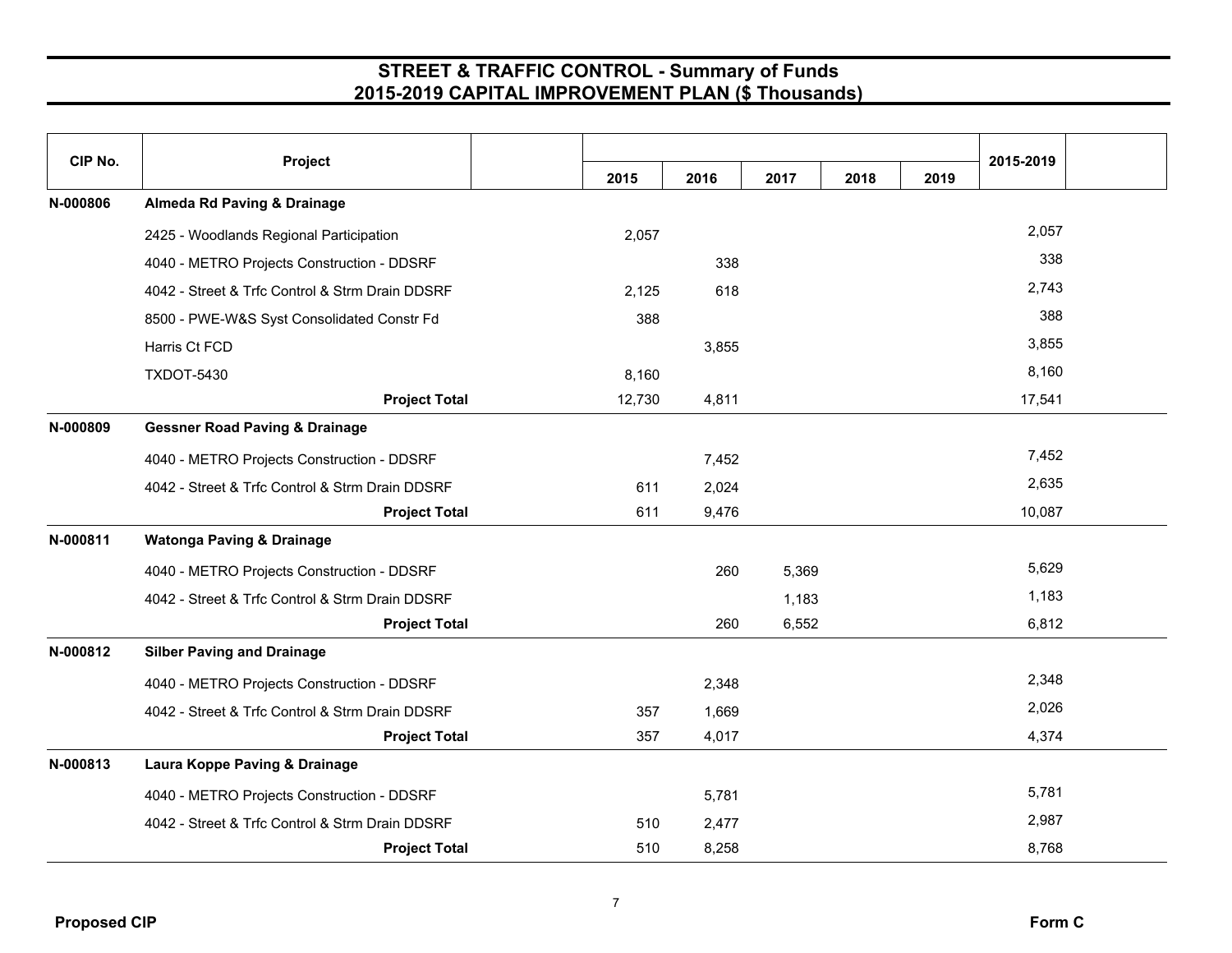# STREET & TRAFFIC CONTROL - Summary of Funds
## 2015-2019 CAPITAL IMPROVEMENT PLAN ($ Thousands)

| CIP No. | Project | 2015 | 2016 | 2017 | 2018 | 2019 | 2015-2019 |
|---|---|---|---|---|---|---|---|
| **N-000806** | **Almeda Rd Paving & Drainage** | | | | | | |
| | 2425 - Woodlands Regional Participation | 2,057 | | | | | 2,057 |
| | 4040 - METRO Projects Construction - DDSRF | | 338 | | | | 338 |
| | 4042 - Street & Trfc Control & Strm Drain DDSRF | 2,125 | 618 | | | | 2,743 |
| | 8500 - PWE-W&S Syst Consolidated Constr Fd | 388 | | | | | 388 |
| | Harris Ct FCD | | 3,855 | | | | 3,855 |
| | TXDOT-5430 | 8,160 | | | | | 8,160 |
| | **Project Total** | 12,730 | 4,811 | | | | 17,541 |
| **N-000809** | **Gessner Road Paving & Drainage** | | | | | | |
| | 4040 - METRO Projects Construction - DDSRF | | 7,452 | | | | 7,452 |
| | 4042 - Street & Trfc Control & Strm Drain DDSRF | 611 | 2,024 | | | | 2,635 |
| | **Project Total** | 611 | 9,476 | | | | 10,087 |
| **N-000811** | **Watonga Paving & Drainage** | | | | | | |
| | 4040 - METRO Projects Construction - DDSRF | | 260 | 5,369 | | | 5,629 |
| | 4042 - Street & Trfc Control & Strm Drain DDSRF | | | 1,183 | | | 1,183 |
| | **Project Total** | | 260 | 6,552 | | | 6,812 |
| **N-000812** | **Silber Paving and Drainage** | | | | | | |
| | 4040 - METRO Projects Construction - DDSRF | | 2,348 | | | | 2,348 |
| | 4042 - Street & Trfc Control & Strm Drain DDSRF | 357 | 1,669 | | | | 2,026 |
| | **Project Total** | 357 | 4,017 | | | | 4,374 |
| **N-000813** | **Laura Koppe Paving & Drainage** | | | | | | |
| | 4040 - METRO Projects Construction - DDSRF | | 5,781 | | | | 5,781 |
| | 4042 - Street & Trfc Control & Strm Drain DDSRF | 510 | 2,477 | | | | 2,987 |
| | **Project Total** | 510 | 8,258 | | | | 8,768 |

**Proposed CIP** **Form C**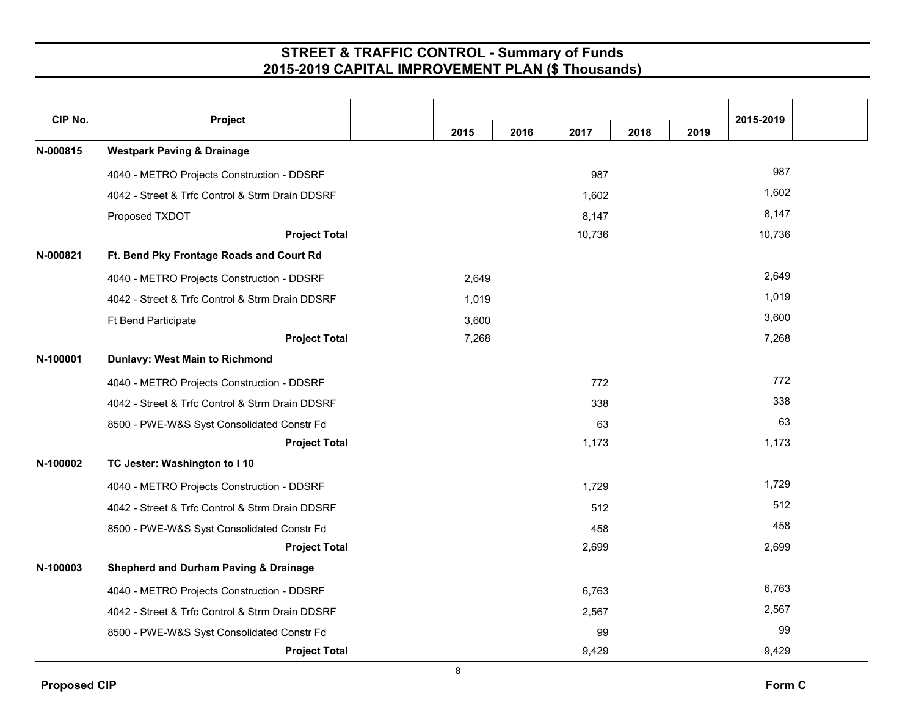# STREET & TRAFFIC CONTROL - Summary of Funds
## 2015-2019 CAPITAL IMPROVEMENT PLAN ($ Thousands)

| CIP No. | Project | 2015 | 2016 | 2017 | 2018 | 2019 | 2015-2019 |
|---|---|---|---|---|---|---|---|
| N-000815 | **Westpark Paving & Drainage** | | | | | | |
| | 4040 - METRO Projects Construction - DDSRF | | | 987 | | | 987 |
| | 4042 - Street & Trfc Control & Strm Drain DDSRF | | | 1,602 | | | 1,602 |
| | Proposed TXDOT | | | 8,147 | | | 8,147 |
| | **Project Total** | | | 10,736 | | | 10,736 |
| N-000821 | **Ft. Bend Pky Frontage Roads and Court Rd** | | | | | | |
| | 4040 - METRO Projects Construction - DDSRF | 2,649 | | | | | 2,649 |
| | 4042 - Street & Trfc Control & Strm Drain DDSRF | 1,019 | | | | | 1,019 |
| | Ft Bend Participate | 3,600 | | | | | 3,600 |
| | **Project Total** | 7,268 | | | | | 7,268 |
| N-100001 | **Dunlavy: West Main to Richmond** | | | | | | |
| | 4040 - METRO Projects Construction - DDSRF | | | 772 | | | 772 |
| | 4042 - Street & Trfc Control & Strm Drain DDSRF | | | 338 | | | 338 |
| | 8500 - PWE-W&S Syst Consolidated Constr Fd | | | 63 | | | 63 |
| | **Project Total** | | | 1,173 | | | 1,173 |
| N-100002 | **TC Jester: Washington to I 10** | | | | | | |
| | 4040 - METRO Projects Construction - DDSRF | | | 1,729 | | | 1,729 |
| | 4042 - Street & Trfc Control & Strm Drain DDSRF | | | 512 | | | 512 |
| | 8500 - PWE-W&S Syst Consolidated Constr Fd | | | 458 | | | 458 |
| | **Project Total** | | | 2,699 | | | 2,699 |
| N-100003 | **Shepherd and Durham Paving & Drainage** | | | | | | |
| | 4040 - METRO Projects Construction - DDSRF | | | 6,763 | | | 6,763 |
| | 4042 - Street & Trfc Control & Strm Drain DDSRF | | | 2,567 | | | 2,567 |
| | 8500 - PWE-W&S Syst Consolidated Constr Fd | | | 99 | | | 99 |
| | **Project Total** | | | 9,429 | | | 9,429 |

**Proposed CIP** **Form C**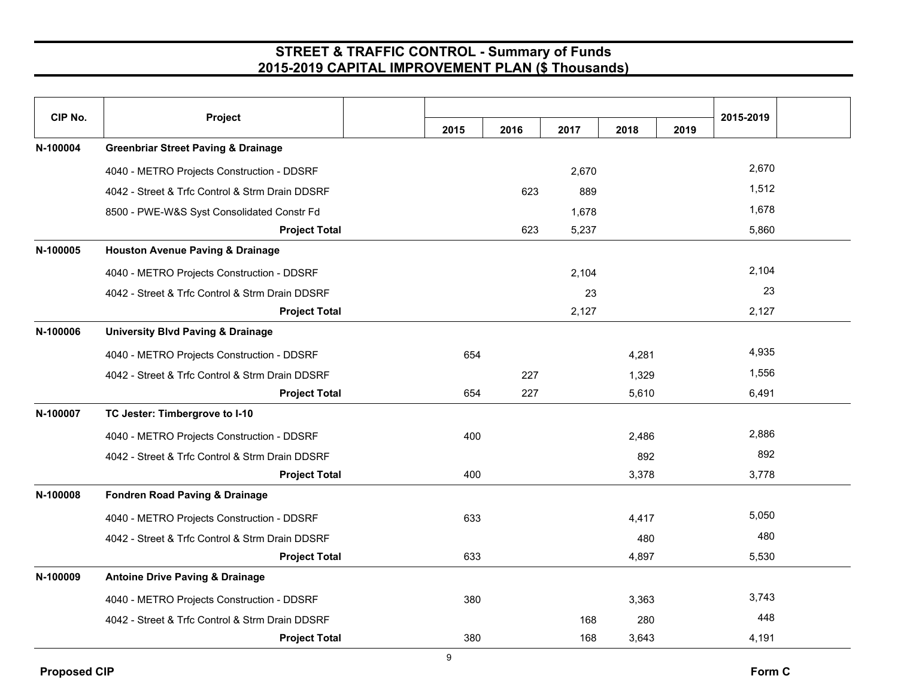## STREET & TRAFFIC CONTROL - Summary of Funds
## 2015-2019 CAPITAL IMPROVEMENT PLAN ($ Thousands)

| CIP No. | Project | 2015 | 2016 | 2017 | 2018 | 2019 | 2015-2019 |
|---|---|---|---|---|---|---|---|
| N-100004 | **Greenbriar Street Paving & Drainage** | | | | | | |
| | 4040 - METRO Projects Construction - DDSRF | | | 2,670 | | | 2,670 |
| | 4042 - Street & Trfc Control & Strm Drain DDSRF | | 623 | 889 | | | 1,512 |
| | 8500 - PWE-W&S Syst Consolidated Constr Fd | | | 1,678 | | | 1,678 |
| | **Project Total** | | 623 | 5,237 | | | 5,860 |
| N-100005 | **Houston Avenue Paving & Drainage** | | | | | | |
| | 4040 - METRO Projects Construction - DDSRF | | | 2,104 | | | 2,104 |
| | 4042 - Street & Trfc Control & Strm Drain DDSRF | | | 23 | | | 23 |
| | **Project Total** | | | 2,127 | | | 2,127 |
| N-100006 | **University Blvd Paving & Drainage** | | | | | | |
| | 4040 - METRO Projects Construction - DDSRF | 654 | | | 4,281 | | 4,935 |
| | 4042 - Street & Trfc Control & Strm Drain DDSRF | | 227 | | 1,329 | | 1,556 |
| | **Project Total** | 654 | 227 | | 5,610 | | 6,491 |
| N-100007 | **TC Jester: Timbergrove to I-10** | | | | | | |
| | 4040 - METRO Projects Construction - DDSRF | 400 | | | 2,486 | | 2,886 |
| | 4042 - Street & Trfc Control & Strm Drain DDSRF | | | | 892 | | 892 |
| | **Project Total** | 400 | | | 3,378 | | 3,778 |
| N-100008 | **Fondren Road Paving & Drainage** | | | | | | |
| | 4040 - METRO Projects Construction - DDSRF | 633 | | | 4,417 | | 5,050 |
| | 4042 - Street & Trfc Control & Strm Drain DDSRF | | | | 480 | | 480 |
| | **Project Total** | 633 | | | 4,897 | | 5,530 |
| N-100009 | **Antoine Drive Paving & Drainage** | | | | | | |
| | 4040 - METRO Projects Construction - DDSRF | 380 | | | 3,363 | | 3,743 |
| | 4042 - Street & Trfc Control & Strm Drain DDSRF | | | 168 | 280 | | 448 |
| | **Project Total** | 380 | | 168 | 3,643 | | 4,191 |

**Proposed CIP** **Form C**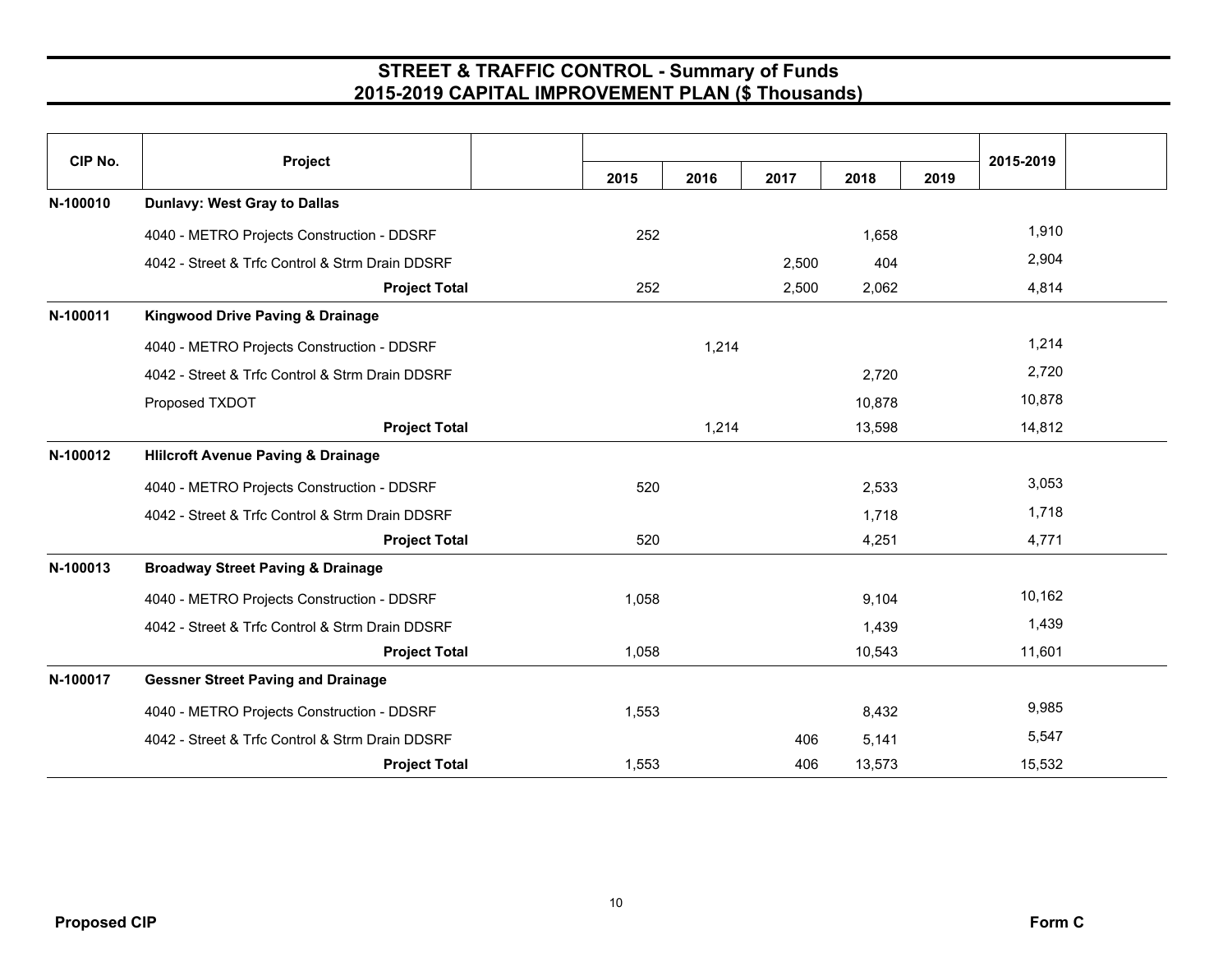# STREET & TRAFFIC CONTROL - Summary of Funds
## 2015-2019 CAPITAL IMPROVEMENT PLAN ($ Thousands)

| CIP No. | Project | 2015 | 2016 | 2017 | 2018 | 2019 | 2015-2019 |
|---|---|---|---|---|---|---|---|
| N-100010 | **Dunlavy: West Gray to Dallas** | | | | | | |
| | 4040 - METRO Projects Construction - DDSRF | 252 | | | 1,658 | | 1,910 |
| | 4042 - Street & Trfc Control & Strm Drain DDSRF | | | 2,500 | 404 | | 2,904 |
| | **Project Total** | 252 | | 2,500 | 2,062 | | 4,814 |
| N-100011 | **Kingwood Drive Paving & Drainage** | | | | | | |
| | 4040 - METRO Projects Construction - DDSRF | | 1,214 | | | | 1,214 |
| | 4042 - Street & Trfc Control & Strm Drain DDSRF | | | | 2,720 | | 2,720 |
| | Proposed TXDOT | | | | 10,878 | | 10,878 |
| | **Project Total** | | 1,214 | | 13,598 | | 14,812 |
| N-100012 | **Hlilcroft Avenue Paving & Drainage** | | | | | | |
| | 4040 - METRO Projects Construction - DDSRF | 520 | | | 2,533 | | 3,053 |
| | 4042 - Street & Trfc Control & Strm Drain DDSRF | | | | 1,718 | | 1,718 |
| | **Project Total** | 520 | | | 4,251 | | 4,771 |
| N-100013 | **Broadway Street Paving & Drainage** | | | | | | |
| | 4040 - METRO Projects Construction - DDSRF | 1,058 | | | 9,104 | | 10,162 |
| | 4042 - Street & Trfc Control & Strm Drain DDSRF | | | | 1,439 | | 1,439 |
| | **Project Total** | 1,058 | | | 10,543 | | 11,601 |
| N-100017 | **Gessner Street Paving and Drainage** | | | | | | |
| | 4040 - METRO Projects Construction - DDSRF | 1,553 | | | 8,432 | | 9,985 |
| | 4042 - Street & Trfc Control & Strm Drain DDSRF | | | 406 | 5,141 | | 5,547 |
| | **Project Total** | 1,553 | | 406 | 13,573 | | 15,532 |

**Proposed CIP** **Form C**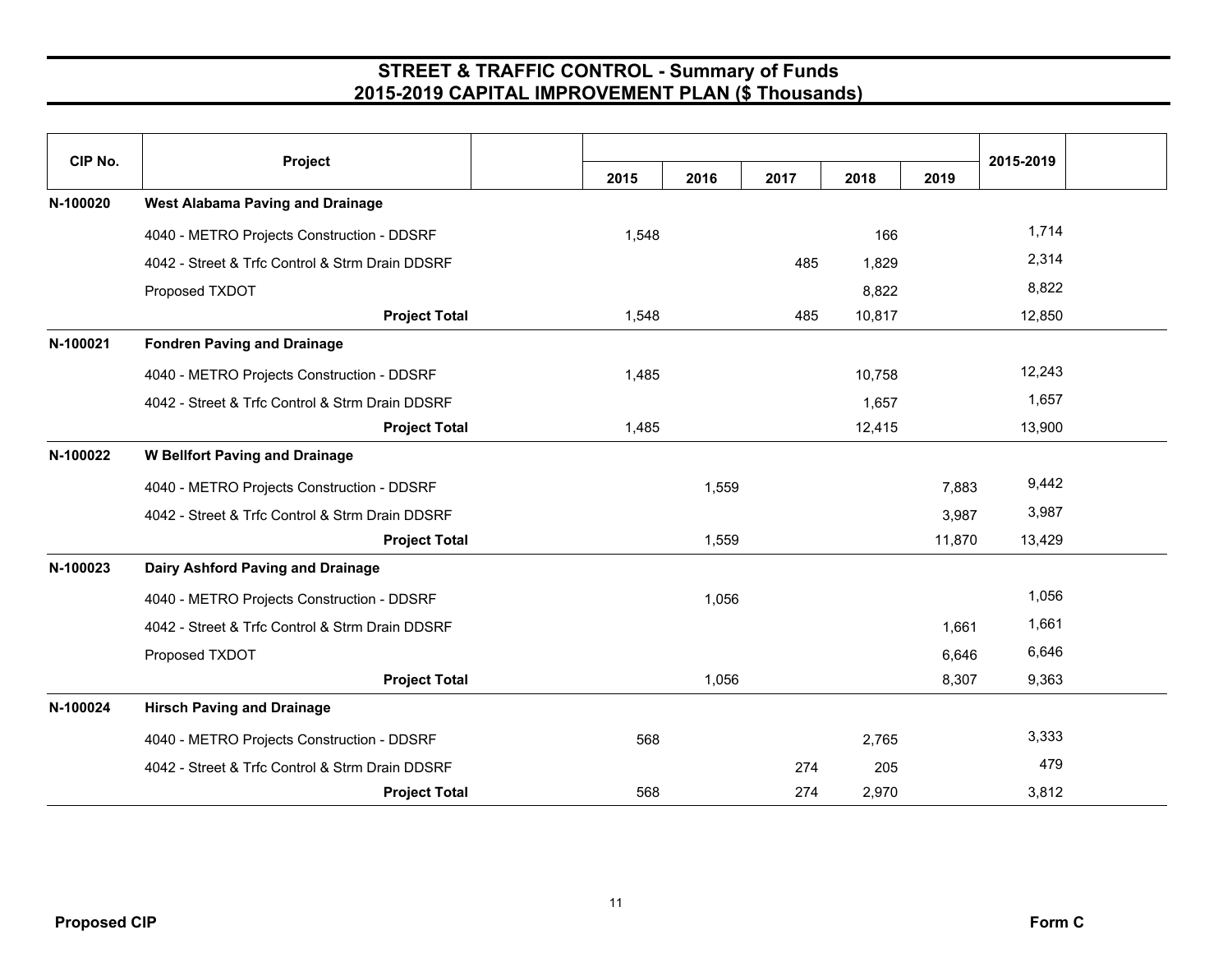# STREET & TRAFFIC CONTROL - Summary of Funds
## 2015-2019 CAPITAL IMPROVEMENT PLAN ($ Thousands)

| CIP No. | Project | 2015 | 2016 | 2017 | 2018 | 2019 | 2015-2019 |
|---|---|---|---|---|---|---|---|
| N-100020 | **West Alabama Paving and Drainage** | | | | | | |
| | 4040 - METRO Projects Construction - DDSRF | 1,548 | | | 166 | | 1,714 |
| | 4042 - Street & Trfc Control & Strm Drain DDSRF | | | 485 | 1,829 | | 2,314 |
| | Proposed TXDOT | | | | 8,822 | | 8,822 |
| | **Project Total** | 1,548 | | 485 | 10,817 | | 12,850 |
| N-100021 | **Fondren Paving and Drainage** | | | | | | |
| | 4040 - METRO Projects Construction - DDSRF | 1,485 | | | 10,758 | | 12,243 |
| | 4042 - Street & Trfc Control & Strm Drain DDSRF | | | | 1,657 | | 1,657 |
| | **Project Total** | 1,485 | | | 12,415 | | 13,900 |
| N-100022 | **W Bellfort Paving and Drainage** | | | | | | |
| | 4040 - METRO Projects Construction - DDSRF | | 1,559 | | | 7,883 | 9,442 |
| | 4042 - Street & Trfc Control & Strm Drain DDSRF | | | | | 3,987 | 3,987 |
| | **Project Total** | | 1,559 | | | 11,870 | 13,429 |
| N-100023 | **Dairy Ashford Paving and Drainage** | | | | | | |
| | 4040 - METRO Projects Construction - DDSRF | | 1,056 | | | | 1,056 |
| | 4042 - Street & Trfc Control & Strm Drain DDSRF | | | | | 1,661 | 1,661 |
| | Proposed TXDOT | | | | | 6,646 | 6,646 |
| | **Project Total** | | 1,056 | | | 8,307 | 9,363 |
| N-100024 | **Hirsch Paving and Drainage** | | | | | | |
| | 4040 - METRO Projects Construction - DDSRF | 568 | | | 2,765 | | 3,333 |
| | 4042 - Street & Trfc Control & Strm Drain DDSRF | | | 274 | 205 | | 479 |
| | **Project Total** | 568 | | 274 | 2,970 | | 3,812 |

**Proposed CIP** **Form C**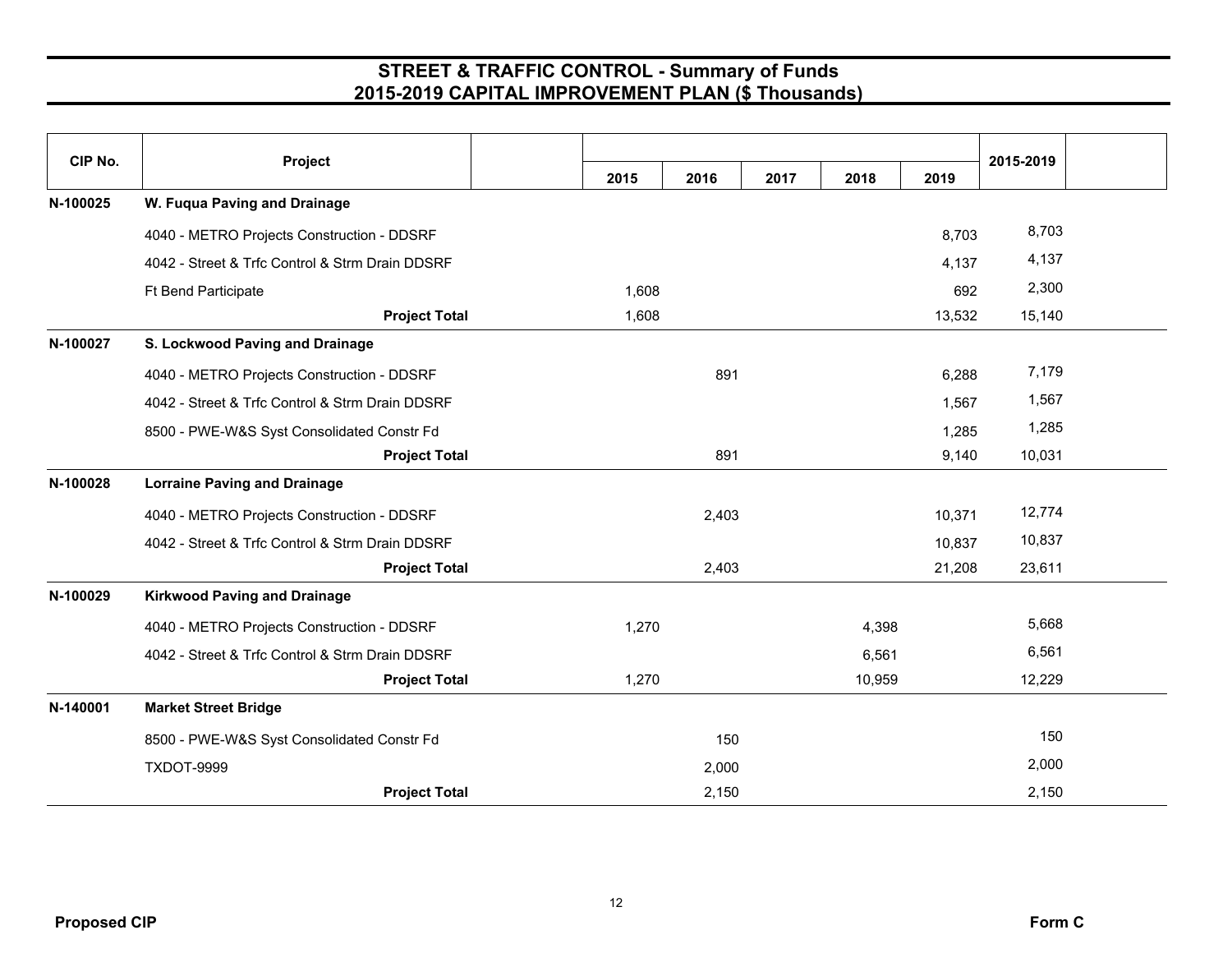# STREET & TRAFFIC CONTROL - Summary of Funds
## 2015-2019 CAPITAL IMPROVEMENT PLAN ($ Thousands)

| CIP No. | Project | 2015 | 2016 | 2017 | 2018 | 2019 | 2015-2019 |
|---|---|---|---|---|---|---|---|
| N-100025 | **W. Fuqua Paving and Drainage** | | | | | | |
| | 4040 - METRO Projects Construction - DDSRF | | | | | 8,703 | 8,703 |
| | 4042 - Street & Trfc Control & Strm Drain DDSRF | | | | | 4,137 | 4,137 |
| | Ft Bend Participate | 1,608 | | | | 692 | 2,300 |
| | **Project Total** | 1,608 | | | | 13,532 | 15,140 |
| N-100027 | **S. Lockwood Paving and Drainage** | | | | | | |
| | 4040 - METRO Projects Construction - DDSRF | | 891 | | | 6,288 | 7,179 |
| | 4042 - Street & Trfc Control & Strm Drain DDSRF | | | | | 1,567 | 1,567 |
| | 8500 - PWE-W&S Syst Consolidated Constr Fd | | | | | 1,285 | 1,285 |
| | **Project Total** | | 891 | | | 9,140 | 10,031 |
| N-100028 | **Lorraine Paving and Drainage** | | | | | | |
| | 4040 - METRO Projects Construction - DDSRF | | 2,403 | | | 10,371 | 12,774 |
| | 4042 - Street & Trfc Control & Strm Drain DDSRF | | | | | 10,837 | 10,837 |
| | **Project Total** | | 2,403 | | | 21,208 | 23,611 |
| N-100029 | **Kirkwood Paving and Drainage** | | | | | | |
| | 4040 - METRO Projects Construction - DDSRF | 1,270 | | | 4,398 | | 5,668 |
| | 4042 - Street & Trfc Control & Strm Drain DDSRF | | | | 6,561 | | 6,561 |
| | **Project Total** | 1,270 | | | 10,959 | | 12,229 |
| N-140001 | **Market Street Bridge** | | | | | | |
| | 8500 - PWE-W&S Syst Consolidated Constr Fd | | 150 | | | | 150 |
| | TXDOT-9999 | | 2,000 | | | | 2,000 |
| | **Project Total** | | 2,150 | | | | 2,150 |

Proposed CIP

Form C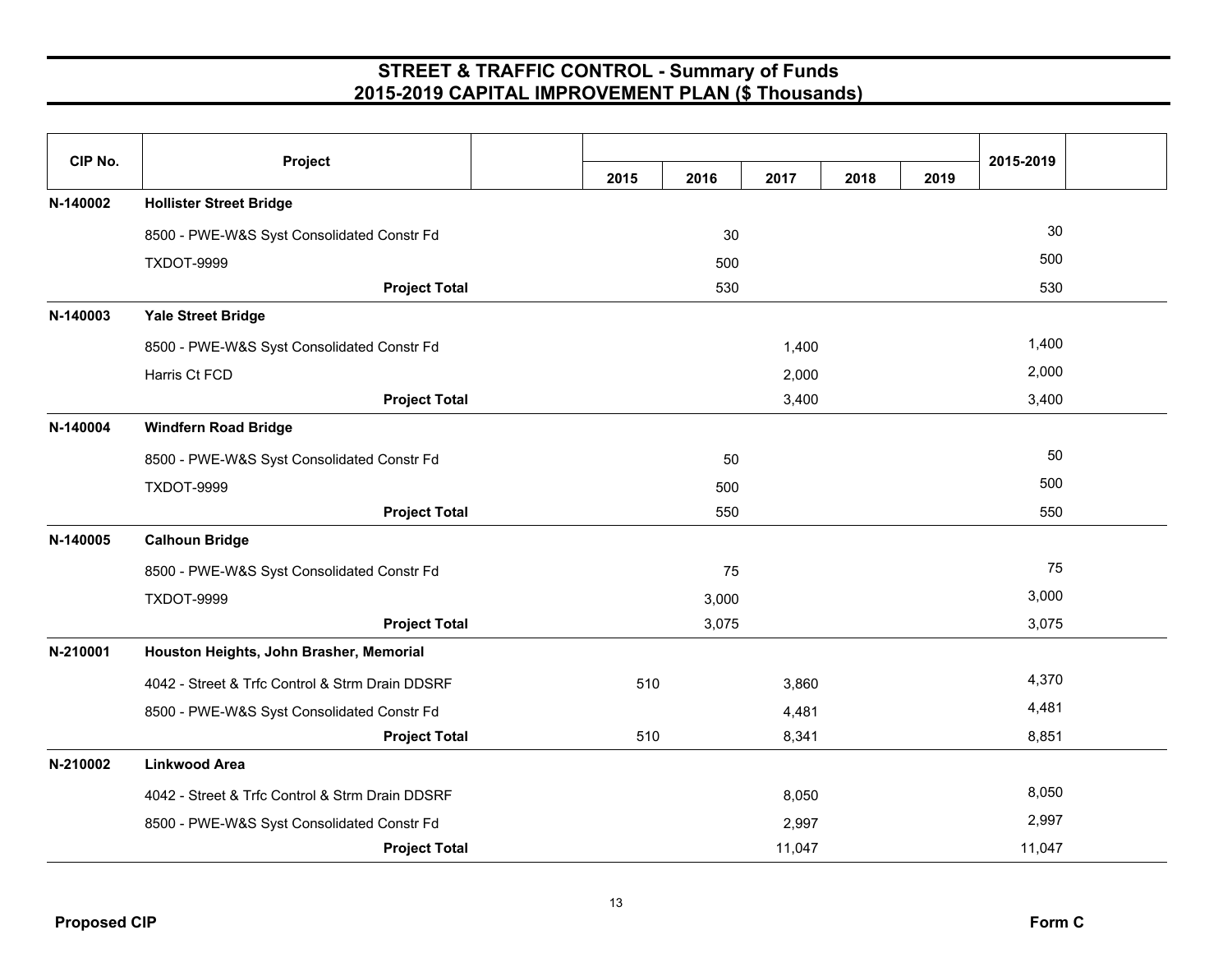# STREET & TRAFFIC CONTROL - Summary of Funds
## 2015-2019 CAPITAL IMPROVEMENT PLAN ($ Thousands)

| CIP No. | Project | 2015 | 2016 | 2017 | 2018 | 2019 | 2015-2019 |
|---|---|---|---|---|---|---|---|
| N-140002 | **Hollister Street Bridge** | | | | | | |
| | 8500 - PWE-W&S Syst Consolidated Constr Fd | | 30 | | | | 30 |
| | TXDOT-9999 | | 500 | | | | 500 |
| | **Project Total** | | 530 | | | | 530 |
| N-140003 | **Yale Street Bridge** | | | | | | |
| | 8500 - PWE-W&S Syst Consolidated Constr Fd | | | 1,400 | | | 1,400 |
| | Harris Ct FCD | | | 2,000 | | | 2,000 |
| | **Project Total** | | | 3,400 | | | 3,400 |
| N-140004 | **Windfern Road Bridge** | | | | | | |
| | 8500 - PWE-W&S Syst Consolidated Constr Fd | | 50 | | | | 50 |
| | TXDOT-9999 | | 500 | | | | 500 |
| | **Project Total** | | 550 | | | | 550 |
| N-140005 | **Calhoun Bridge** | | | | | | |
| | 8500 - PWE-W&S Syst Consolidated Constr Fd | | 75 | | | | 75 |
| | TXDOT-9999 | | 3,000 | | | | 3,000 |
| | **Project Total** | | 3,075 | | | | 3,075 |
| N-210001 | **Houston Heights, John Brasher, Memorial** | | | | | | |
| | 4042 - Street & Trfc Control & Strm Drain DDSRF | 510 | | 3,860 | | | 4,370 |
| | 8500 - PWE-W&S Syst Consolidated Constr Fd | | | 4,481 | | | 4,481 |
| | **Project Total** | 510 | | 8,341 | | | 8,851 |
| N-210002 | **Linkwood Area** | | | | | | |
| | 4042 - Street & Trfc Control & Strm Drain DDSRF | | | 8,050 | | | 8,050 |
| | 8500 - PWE-W&S Syst Consolidated Constr Fd | | | 2,997 | | | 2,997 |
| | **Project Total** | | | 11,047 | | | 11,047 |

**Proposed CIP** **Form C**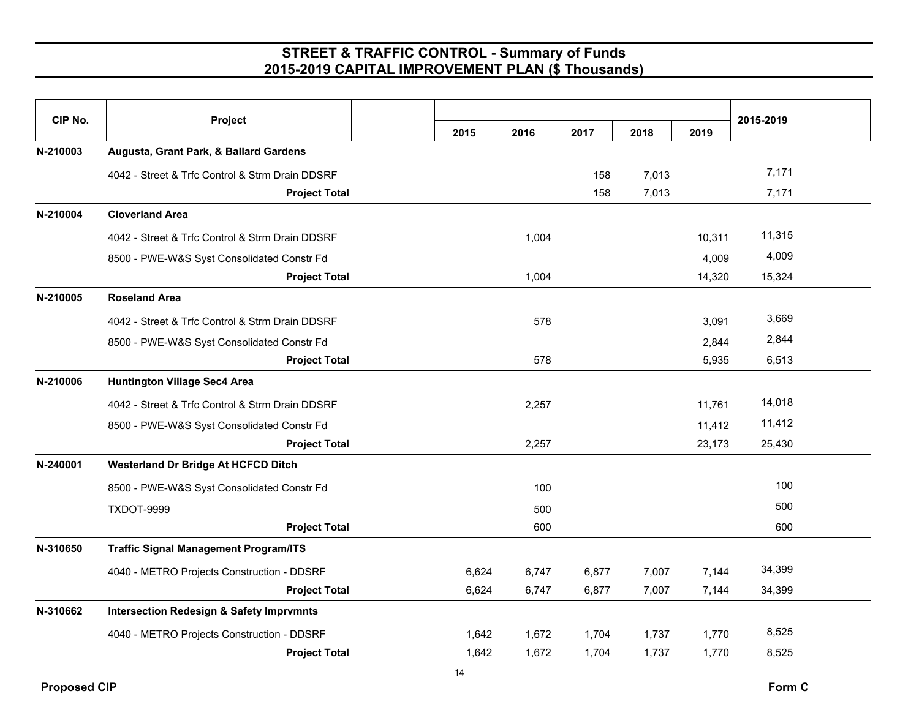# STREET & TRAFFIC CONTROL - Summary of Funds
## 2015-2019 CAPITAL IMPROVEMENT PLAN ($ Thousands)

| CIP No. | Project | 2015 | 2016 | 2017 | 2018 | 2019 | 2015-2019 |
|---|---|---|---|---|---|---|---|
| **N-210003** | **Augusta, Grant Park, & Ballard Gardens** | | | | | | |
| | 4042 - Street & Trfc Control & Strm Drain DDSRF | | | 158 | 7,013 | | 7,171 |
| | **Project Total** | | | 158 | 7,013 | | 7,171 |
| **N-210004** | **Cloverland Area** | | | | | | |
| | 4042 - Street & Trfc Control & Strm Drain DDSRF | | 1,004 | | | 10,311 | 11,315 |
| | 8500 - PWE-W&S Syst Consolidated Constr Fd | | | | | 4,009 | 4,009 |
| | **Project Total** | | 1,004 | | | 14,320 | 15,324 |
| **N-210005** | **Roseland Area** | | | | | | |
| | 4042 - Street & Trfc Control & Strm Drain DDSRF | | 578 | | | 3,091 | 3,669 |
| | 8500 - PWE-W&S Syst Consolidated Constr Fd | | | | | 2,844 | 2,844 |
| | **Project Total** | | 578 | | | 5,935 | 6,513 |
| **N-210006** | **Huntington Village Sec4 Area** | | | | | | |
| | 4042 - Street & Trfc Control & Strm Drain DDSRF | | 2,257 | | | 11,761 | 14,018 |
| | 8500 - PWE-W&S Syst Consolidated Constr Fd | | | | | 11,412 | 11,412 |
| | **Project Total** | | 2,257 | | | 23,173 | 25,430 |
| **N-240001** | **Westerland Dr Bridge At HCFCD Ditch** | | | | | | |
| | 8500 - PWE-W&S Syst Consolidated Constr Fd | | 100 | | | | 100 |
| | TXDOT-9999 | | 500 | | | | 500 |
| | **Project Total** | | 600 | | | | 600 |
| **N-310650** | **Traffic Signal Management Program/ITS** | | | | | | |
| | 4040 - METRO Projects Construction - DDSRF | 6,624 | 6,747 | 6,877 | 7,007 | 7,144 | 34,399 |
| | **Project Total** | 6,624 | 6,747 | 6,877 | 7,007 | 7,144 | 34,399 |
| **N-310662** | **Intersection Redesign & Safety Imprvmnts** | | | | | | |
| | 4040 - METRO Projects Construction - DDSRF | 1,642 | 1,672 | 1,704 | 1,737 | 1,770 | 8,525 |
| | **Project Total** | 1,642 | 1,672 | 1,704 | 1,737 | 1,770 | 8,525 |

**Proposed CIP** **Form C**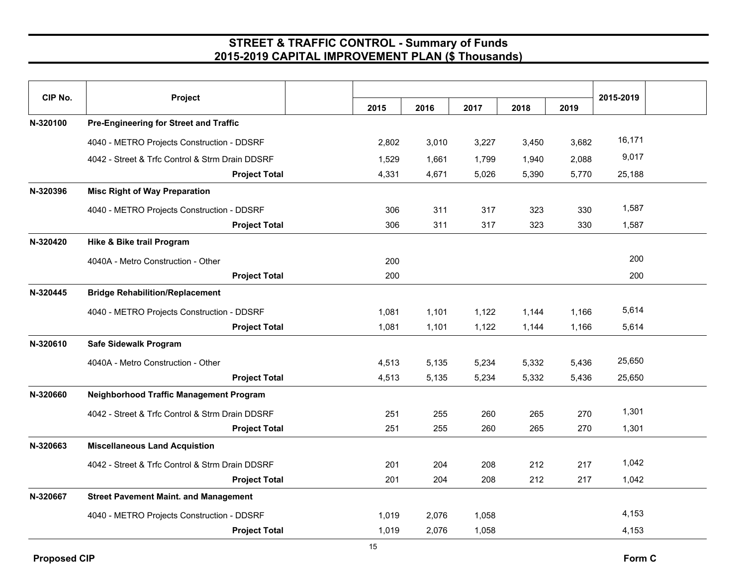# STREET & TRAFFIC CONTROL - Summary of Funds
## 2015-2019 CAPITAL IMPROVEMENT PLAN ($ Thousands)

| CIP No. | Project | 2015 | 2016 | 2017 | 2018 | 2019 | 2015-2019 |
|---|---|---|---|---|---|---|---|
| N-320100 | **Pre-Engineering for Street and Traffic** | | | | | | |
| | 4040 - METRO Projects Construction - DDSRF | 2,802 | 3,010 | 3,227 | 3,450 | 3,682 | 16,171 |
| | 4042 - Street & Trfc Control & Strm Drain DDSRF | 1,529 | 1,661 | 1,799 | 1,940 | 2,088 | 9,017 |
| | **Project Total** | 4,331 | 4,671 | 5,026 | 5,390 | 5,770 | 25,188 |
| N-320396 | **Misc Right of Way Preparation** | | | | | | |
| | 4040 - METRO Projects Construction - DDSRF | 306 | 311 | 317 | 323 | 330 | 1,587 |
| | **Project Total** | 306 | 311 | 317 | 323 | 330 | 1,587 |
| N-320420 | **Hike & Bike trail Program** | | | | | | |
| | 4040A - Metro Construction - Other | 200 | | | | | 200 |
| | **Project Total** | 200 | | | | | 200 |
| N-320445 | **Bridge Rehabilition/Replacement** | | | | | | |
| | 4040 - METRO Projects Construction - DDSRF | 1,081 | 1,101 | 1,122 | 1,144 | 1,166 | 5,614 |
| | **Project Total** | 1,081 | 1,101 | 1,122 | 1,144 | 1,166 | 5,614 |
| N-320610 | **Safe Sidewalk Program** | | | | | | |
| | 4040A - Metro Construction - Other | 4,513 | 5,135 | 5,234 | 5,332 | 5,436 | 25,650 |
| | **Project Total** | 4,513 | 5,135 | 5,234 | 5,332 | 5,436 | 25,650 |
| N-320660 | **Neighborhood Traffic Management Program** | | | | | | |
| | 4042 - Street & Trfc Control & Strm Drain DDSRF | 251 | 255 | 260 | 265 | 270 | 1,301 |
| | **Project Total** | 251 | 255 | 260 | 265 | 270 | 1,301 |
| N-320663 | **Miscellaneous Land Acquistion** | | | | | | |
| | 4042 - Street & Trfc Control & Strm Drain DDSRF | 201 | 204 | 208 | 212 | 217 | 1,042 |
| | **Project Total** | 201 | 204 | 208 | 212 | 217 | 1,042 |
| N-320667 | **Street Pavement Maint. and Management** | | | | | | |
| | 4040 - METRO Projects Construction - DDSRF | 1,019 | 2,076 | 1,058 | | | 4,153 |
| | **Project Total** | 1,019 | 2,076 | 1,058 | | | 4,153 |

**Proposed CIP** Form C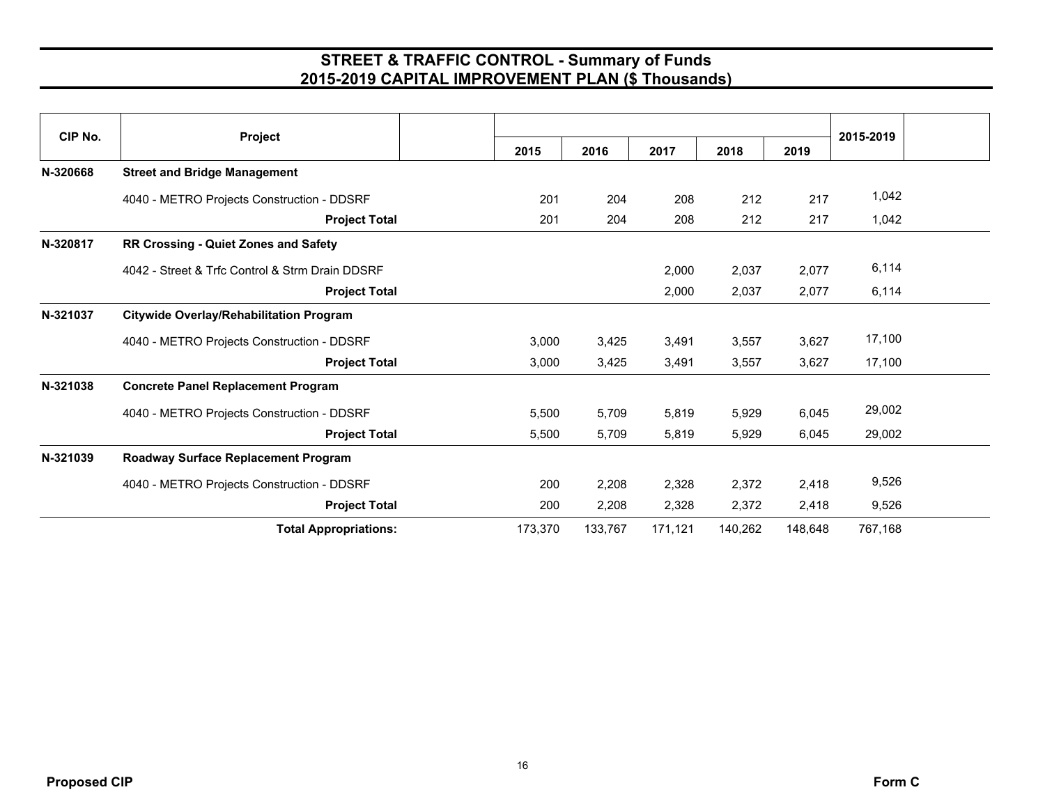# STREET & TRAFFIC CONTROL - Summary of Funds
## 2015-2019 CAPITAL IMPROVEMENT PLAN ($ Thousands)

| CIP No. | Project | 2015 | 2016 | 2017 | 2018 | 2019 | 2015-2019 |
|---|---|---|---|---|---|---|---|
| N-320668 | **Street and Bridge Management** | | | | | | |
| | 4040 - METRO Projects Construction - DDSRF | 201 | 204 | 208 | 212 | 217 | 1,042 |
| | **Project Total** | 201 | 204 | 208 | 212 | 217 | 1,042 |
| N-320817 | **RR Crossing - Quiet Zones and Safety** | | | | | | |
| | 4042 - Street & Trfc Control & Strm Drain DDSRF | | | 2,000 | 2,037 | 2,077 | 6,114 |
| | **Project Total** | | | 2,000 | 2,037 | 2,077 | 6,114 |
| N-321037 | **Citywide Overlay/Rehabilitation Program** | | | | | | |
| | 4040 - METRO Projects Construction - DDSRF | 3,000 | 3,425 | 3,491 | 3,557 | 3,627 | 17,100 |
| | **Project Total** | 3,000 | 3,425 | 3,491 | 3,557 | 3,627 | 17,100 |
| N-321038 | **Concrete Panel Replacement Program** | | | | | | |
| | 4040 - METRO Projects Construction - DDSRF | 5,500 | 5,709 | 5,819 | 5,929 | 6,045 | 29,002 |
| | **Project Total** | 5,500 | 5,709 | 5,819 | 5,929 | 6,045 | 29,002 |
| N-321039 | **Roadway Surface Replacement Program** | | | | | | |
| | 4040 - METRO Projects Construction - DDSRF | 200 | 2,208 | 2,328 | 2,372 | 2,418 | 9,526 |
| | **Project Total** | 200 | 2,208 | 2,328 | 2,372 | 2,418 | 9,526 |
| | **Total Appropriations:** | 173,370 | 133,767 | 171,121 | 140,262 | 148,648 | 767,168 |

**Proposed CIP** **Form C**